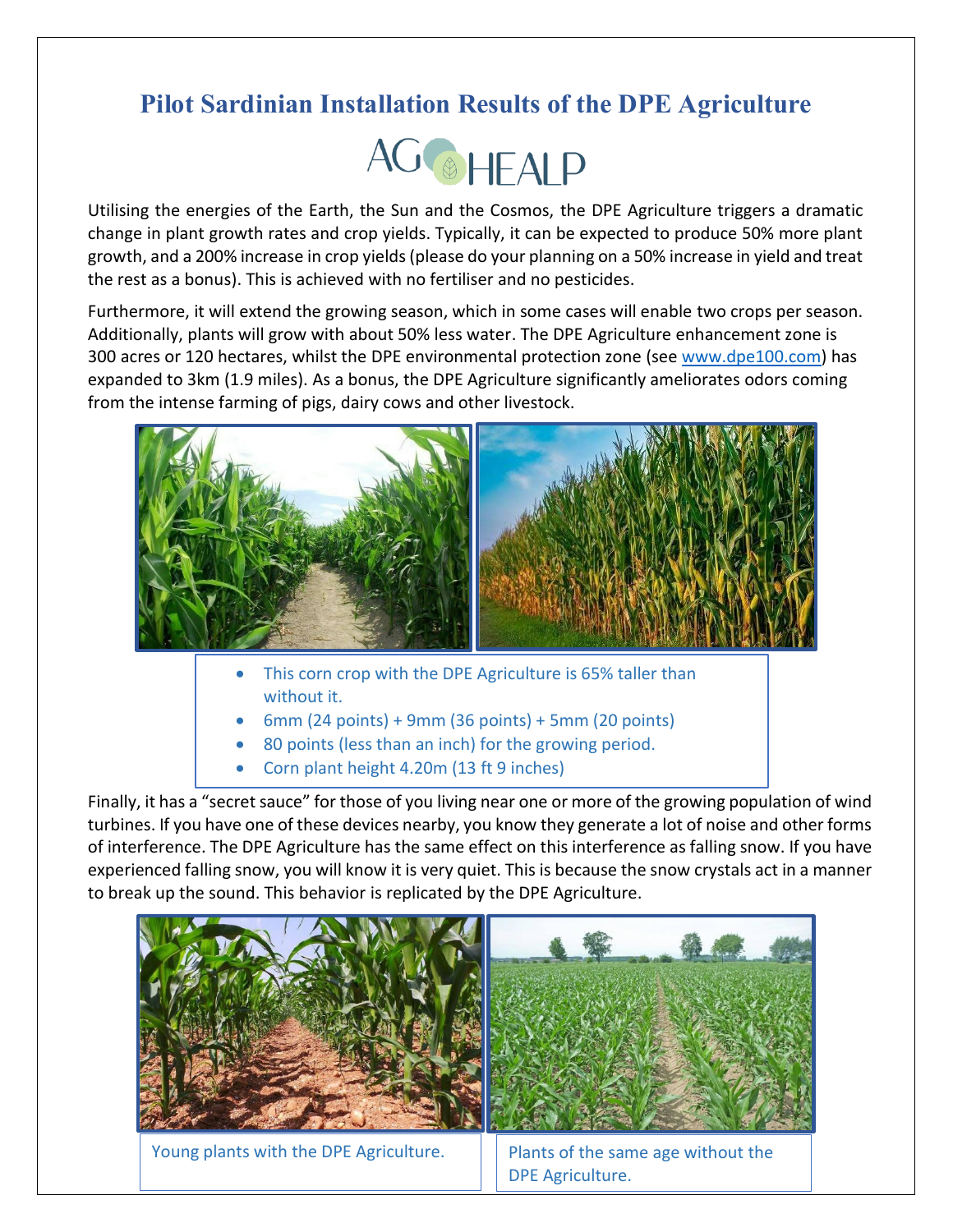# Pilot Sardinian Installation Results of the DPE Agriculture

AG HEALP

Utilising the energies of the Earth, the Sun and the Cosmos, the DPE Agriculture triggers a dramatic change in plant growth rates and crop yields. Typically, it can be expected to produce 50% more plant growth, and a 200% increase in crop yields (please do your planning on a 50% increase in yield and treat the rest as a bonus). This is achieved with no fertiliser and no pesticides.

Furthermore, it will extend the growing season, which in some cases will enable two crops per season. Additionally, plants will grow with about 50% less water. The DPE Agriculture enhancement zone is 300 acres or 120 hectares, whilst the DPE environmental protection zone (see www.dpe100.com) has expanded to 3km (1.9 miles). As a bonus, the DPE Agriculture significantly ameliorates odors coming from the intense farming of pigs, dairy cows and other livestock.

- This corn crop with the DPE Agriculture is 65% taller than without it.
- 6mm (24 points) + 9mm (36 points) + 5mm (20 points)
- 80 points (less than an inch) for the growing period.
- Corn plant height 4.20m (13 ft 9 inches)

Finally, it has a "secret sauce" for those of you living near one or more of the growing population of wind turbines. If you have one of these devices nearby, you know they generate a lot of noise and other forms of interference. The DPE Agriculture has the same effect on this interference as falling snow. If you have experienced falling snow, you will know it is very quiet. This is because the snow crystals act in a manner to break up the sound. This behavior is replicated by the DPE Agriculture.

Young plants with the DPE Agriculture.

Plants of the same age without the DPE Agriculture.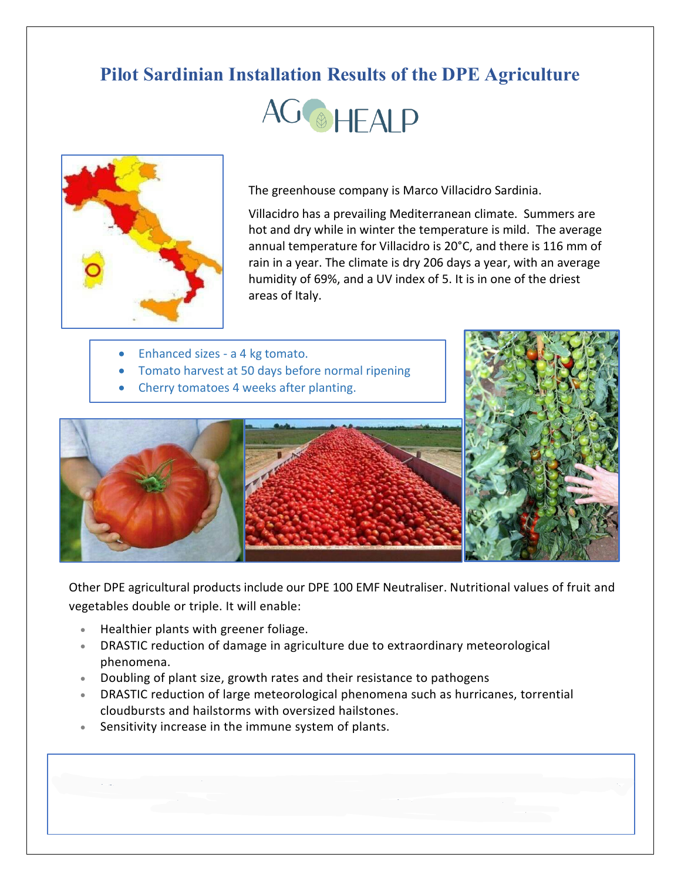# Pilot Sardinian Installation Results of the DPE Agriculture

AGOHEALP

The greenhouse company is Marco Villacidro Sardinia.

Villacidro has a prevailing Mediterranean climate. Summers are hot and dry while in winter the temperature is mild. The average annual temperature for Villacidro is 20°C, and there is 116 mm of rain in a year. The climate is dry 206 days a year, with an average humidity of 69%, and a UV index of 5. It is in one of the driest areas of Italy.

- Enhanced sizes - a 4 kg tomato.
- Tomato harvest at 50 days before normal ripening
- Cherry tomatoes 4 weeks after planting.

Other DPE agricultural products include our DPE 100 EMF Neutraliser. Nutritional values of fruit and vegetables double or triple. It will enable:

- Healthier plants with greener foliage.
- DRASTIC reduction of damage in agriculture due to extraordinary meteorological phenomena.
- Doubling of plant size, growth rates and their resistance to pathogens
- DRASTIC reduction of large meteorological phenomena such as hurricanes, torrential cloudbursts and hailstorms with oversized hailstones.
- Sensitivity increase in the immune system of plants.